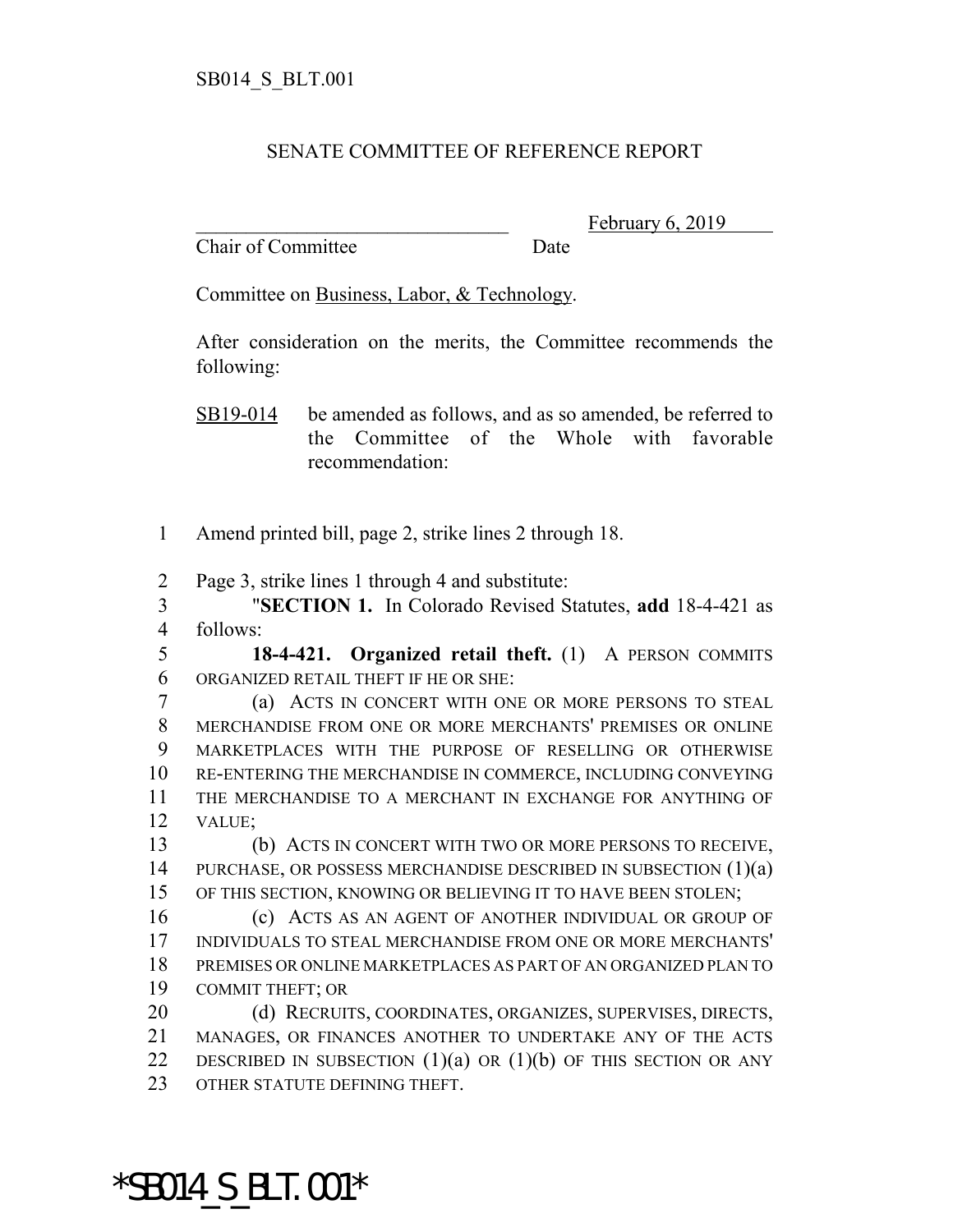SB014_S_BLT.001

SENATE COMMITTEE OF REFERENCE REPORT

________________________________ February 6, 2019

Chair of Committee Date

Committee on Business, Labor, & Technology.

After consideration on the merits, the Committee recommends the following:

SB19-014 be amended as follows, and as so amended, be referred to the Committee of the Whole with favorable recommendation:

1 Amend printed bill, page 2, strike lines 2 through 18.

2 Page 3, strike lines 1 through 4 and substitute:

3 "**SECTION 1.** In Colorado Revised Statutes, **add** 18-4-421 as
4 follows:

5 **18-4-421. Organized retail theft.** (1) A PERSON COMMITS
6 ORGANIZED RETAIL THEFT IF HE OR SHE:

7 (a) ACTS IN CONCERT WITH ONE OR MORE PERSONS TO STEAL
8 MERCHANDISE FROM ONE OR MORE MERCHANTS' PREMISES OR ONLINE
9 MARKETPLACES WITH THE PURPOSE OF RESELLING OR OTHERWISE
10 RE-ENTERING THE MERCHANDISE IN COMMERCE, INCLUDING CONVEYING
11 THE MERCHANDISE TO A MERCHANT IN EXCHANGE FOR ANYTHING OF
12 VALUE;

13 (b) ACTS IN CONCERT WITH TWO OR MORE PERSONS TO RECEIVE,
14 PURCHASE, OR POSSESS MERCHANDISE DESCRIBED IN SUBSECTION (1)(a)
15 OF THIS SECTION, KNOWING OR BELIEVING IT TO HAVE BEEN STOLEN;

16 (c) ACTS AS AN AGENT OF ANOTHER INDIVIDUAL OR GROUP OF
17 INDIVIDUALS TO STEAL MERCHANDISE FROM ONE OR MORE MERCHANTS'
18 PREMISES OR ONLINE MARKETPLACES AS PART OF AN ORGANIZED PLAN TO
19 COMMIT THEFT; OR

20 (d) RECRUITS, COORDINATES, ORGANIZES, SUPERVISES, DIRECTS,
21 MANAGES, OR FINANCES ANOTHER TO UNDERTAKE ANY OF THE ACTS
22 DESCRIBED IN SUBSECTION (1)(a) OR (1)(b) OF THIS SECTION OR ANY
23 OTHER STATUTE DEFINING THEFT.

*SB014_S_BLT.001*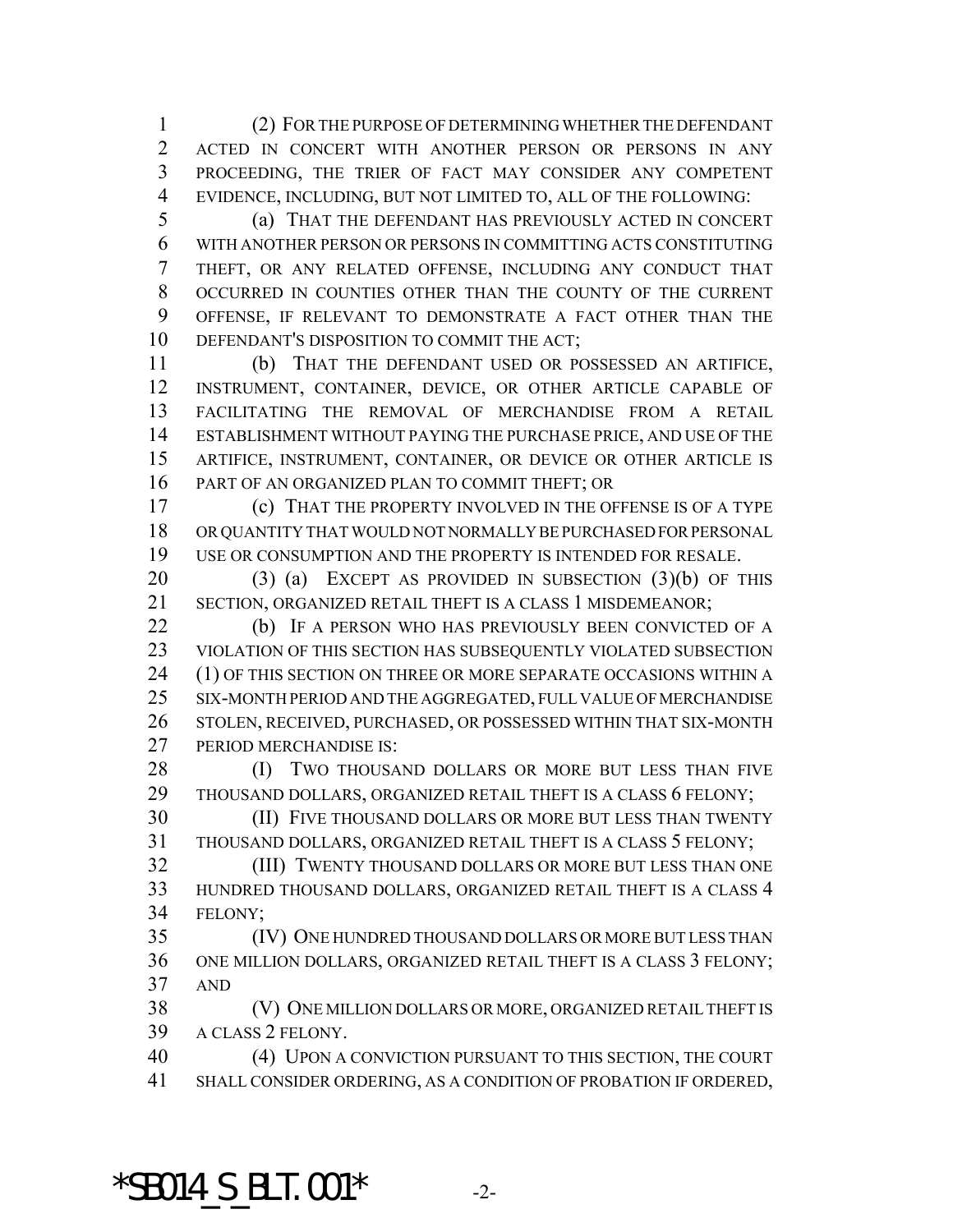(2) FOR THE PURPOSE OF DETERMINING WHETHER THE DEFENDANT ACTED IN CONCERT WITH ANOTHER PERSON OR PERSONS IN ANY PROCEEDING, THE TRIER OF FACT MAY CONSIDER ANY COMPETENT EVIDENCE, INCLUDING, BUT NOT LIMITED TO, ALL OF THE FOLLOWING:

(a) THAT THE DEFENDANT HAS PREVIOUSLY ACTED IN CONCERT WITH ANOTHER PERSON OR PERSONS IN COMMITTING ACTS CONSTITUTING THEFT, OR ANY RELATED OFFENSE, INCLUDING ANY CONDUCT THAT OCCURRED IN COUNTIES OTHER THAN THE COUNTY OF THE CURRENT OFFENSE, IF RELEVANT TO DEMONSTRATE A FACT OTHER THAN THE DEFENDANT'S DISPOSITION TO COMMIT THE ACT;

(b) THAT THE DEFENDANT USED OR POSSESSED AN ARTIFICE, INSTRUMENT, CONTAINER, DEVICE, OR OTHER ARTICLE CAPABLE OF FACILITATING THE REMOVAL OF MERCHANDISE FROM A RETAIL ESTABLISHMENT WITHOUT PAYING THE PURCHASE PRICE, AND USE OF THE ARTIFICE, INSTRUMENT, CONTAINER, OR DEVICE OR OTHER ARTICLE IS PART OF AN ORGANIZED PLAN TO COMMIT THEFT; OR

(c) THAT THE PROPERTY INVOLVED IN THE OFFENSE IS OF A TYPE OR QUANTITY THAT WOULD NOT NORMALLY BE PURCHASED FOR PERSONAL USE OR CONSUMPTION AND THE PROPERTY IS INTENDED FOR RESALE.

(3) (a) EXCEPT AS PROVIDED IN SUBSECTION (3)(b) OF THIS SECTION, ORGANIZED RETAIL THEFT IS A CLASS 1 MISDEMEANOR;

(b) IF A PERSON WHO HAS PREVIOUSLY BEEN CONVICTED OF A VIOLATION OF THIS SECTION HAS SUBSEQUENTLY VIOLATED SUBSECTION (1) OF THIS SECTION ON THREE OR MORE SEPARATE OCCASIONS WITHIN A SIX-MONTH PERIOD AND THE AGGREGATED, FULL VALUE OF MERCHANDISE STOLEN, RECEIVED, PURCHASED, OR POSSESSED WITHIN THAT SIX-MONTH PERIOD MERCHANDISE IS:

(I) TWO THOUSAND DOLLARS OR MORE BUT LESS THAN FIVE THOUSAND DOLLARS, ORGANIZED RETAIL THEFT IS A CLASS 6 FELONY;

(II) FIVE THOUSAND DOLLARS OR MORE BUT LESS THAN TWENTY THOUSAND DOLLARS, ORGANIZED RETAIL THEFT IS A CLASS 5 FELONY;

(III) TWENTY THOUSAND DOLLARS OR MORE BUT LESS THAN ONE HUNDRED THOUSAND DOLLARS, ORGANIZED RETAIL THEFT IS A CLASS 4 FELONY;

(IV) ONE HUNDRED THOUSAND DOLLARS OR MORE BUT LESS THAN ONE MILLION DOLLARS, ORGANIZED RETAIL THEFT IS A CLASS 3 FELONY; AND

(V) ONE MILLION DOLLARS OR MORE, ORGANIZED RETAIL THEFT IS A CLASS 2 FELONY.

(4) UPON A CONVICTION PURSUANT TO THIS SECTION, THE COURT SHALL CONSIDER ORDERING, AS A CONDITION OF PROBATION IF ORDERED,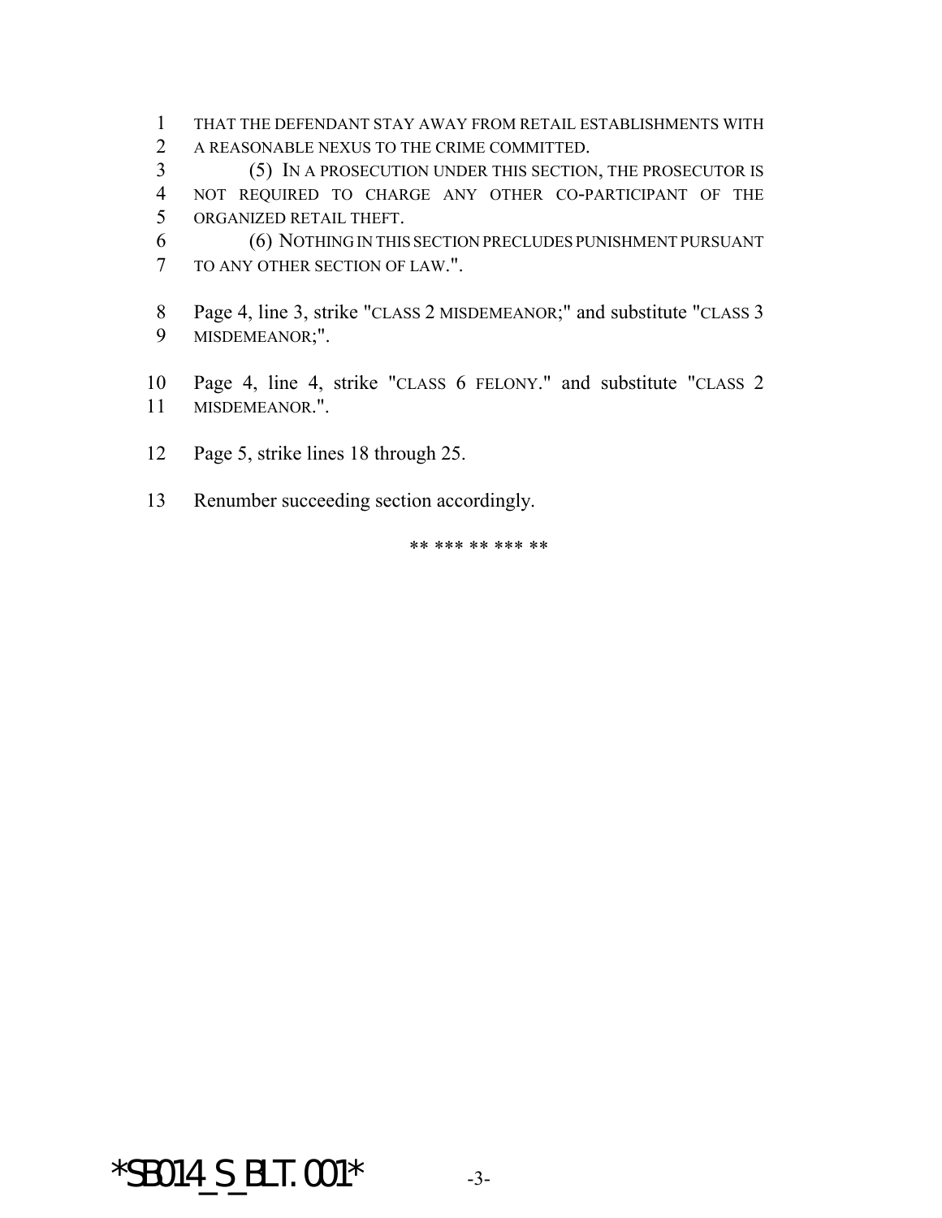THAT THE DEFENDANT STAY AWAY FROM RETAIL ESTABLISHMENTS WITH A REASONABLE NEXUS TO THE CRIME COMMITTED.

(5) IN A PROSECUTION UNDER THIS SECTION, THE PROSECUTOR IS NOT REQUIRED TO CHARGE ANY OTHER CO-PARTICIPANT OF THE ORGANIZED RETAIL THEFT.

(6) NOTHING IN THIS SECTION PRECLUDES PUNISHMENT PURSUANT TO ANY OTHER SECTION OF LAW.".

Page 4, line 3, strike "CLASS 2 MISDEMEANOR;" and substitute "CLASS 3 MISDEMEANOR;".

Page 4, line 4, strike "CLASS 6 FELONY." and substitute "CLASS 2 MISDEMEANOR.".

Page 5, strike lines 18 through 25.

Renumber succeeding section accordingly.

** *** ** *** **

*SB014_S_BLT.001*